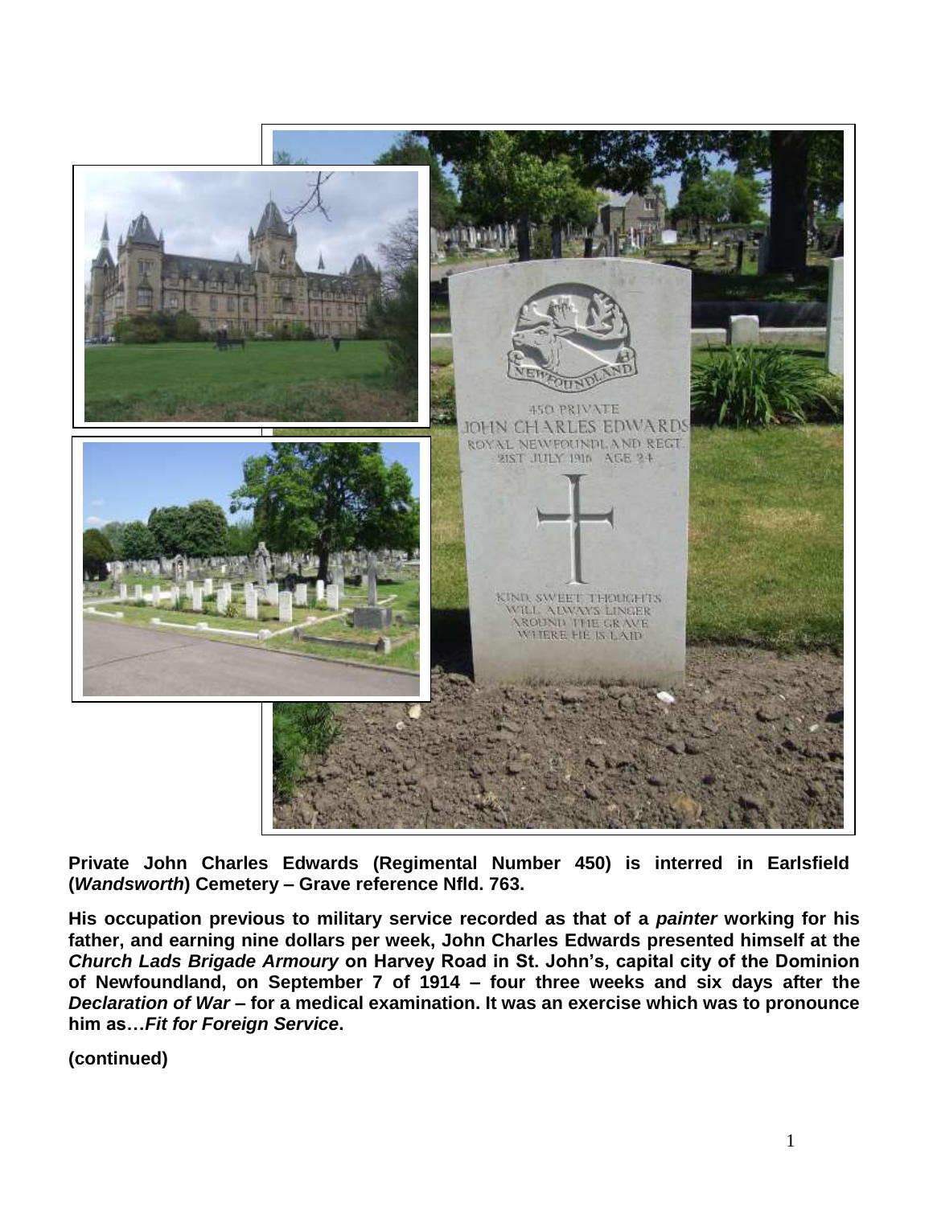**Private John Charles Edwards (Regimental Number 450) is interred in Earlsfield (*Wandsworth*) Cemetery – Grave reference Nfld. 763.**

**His occupation previous to military service recorded as that of a *painter* working for his father, and earning nine dollars per week, John Charles Edwards presented himself at the *Church Lads Brigade Armoury* on Harvey Road in St. John's, capital city of the Dominion of Newfoundland, on September 7 of 1914 – four three weeks and six days after the *Declaration of War* – for a medical examination. It was an exercise which was to pronounce him as…*Fit for Foreign Service*.**

**(continued)**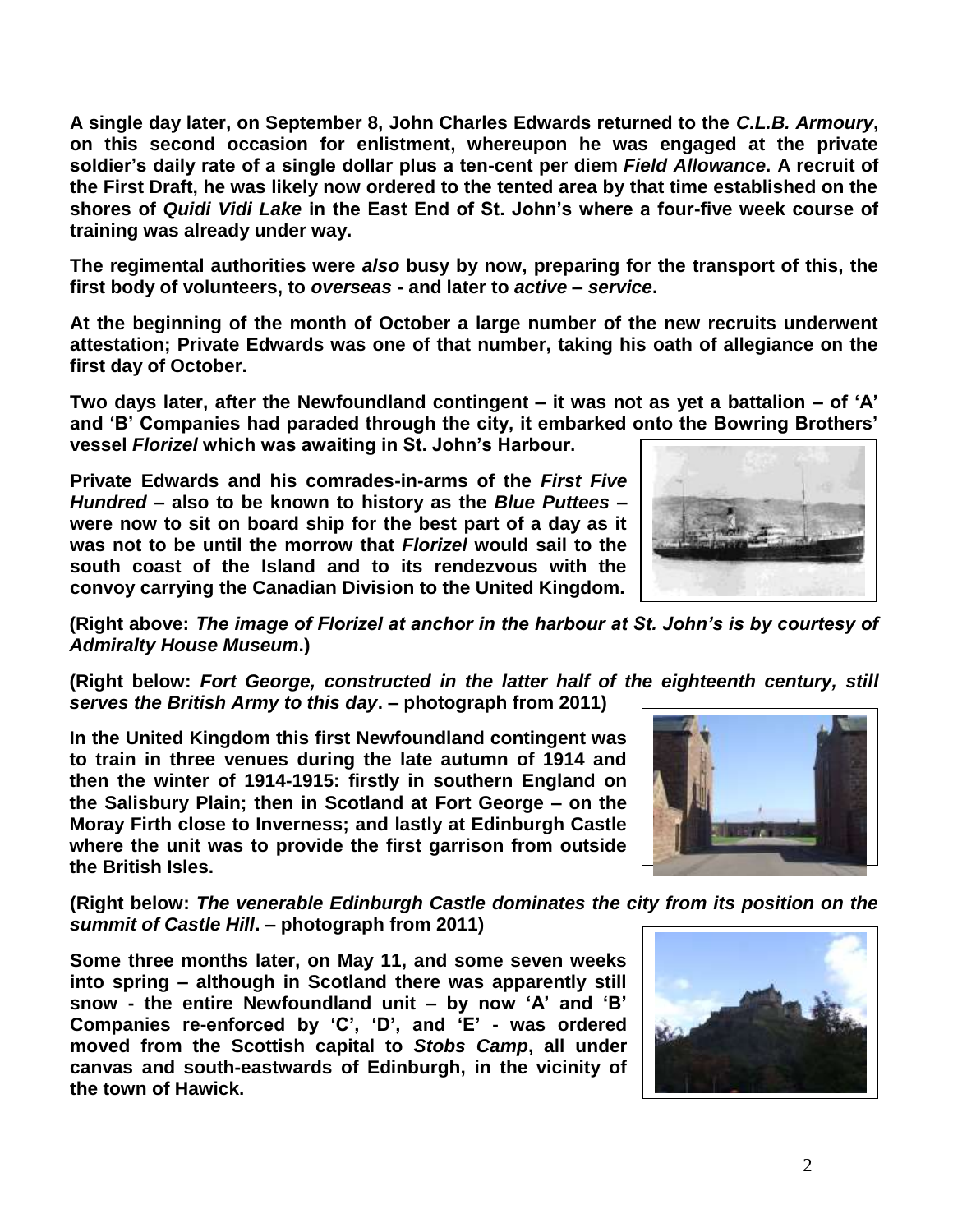**A single day later, on September 8, John Charles Edwards returned to the *C.L.B. Armoury*, on this second occasion for enlistment, whereupon he was engaged at the private soldier's daily rate of a single dollar plus a ten-cent per diem *Field Allowance*. A recruit of the First Draft, he was likely now ordered to the tented area by that time established on the shores of *Quidi Vidi Lake* in the East End of St. John's where a four-five week course of training was already under way.**

**The regimental authorities were *also* busy by now, preparing for the transport of this, the first body of volunteers, to *overseas* - and later to *active* – *service*.**

**At the beginning of the month of October a large number of the new recruits underwent attestation; Private Edwards was one of that number, taking his oath of allegiance on the first day of October.**

**Two days later, after the Newfoundland contingent – it was not as yet a battalion – of 'A' and 'B' Companies had paraded through the city, it embarked onto the Bowring Brothers' vessel *Florizel* which was awaiting in St. John's Harbour.**

**Private Edwards and his comrades-in-arms of the *First Five Hundred* – also to be known to history as the *Blue Puttees* – were now to sit on board ship for the best part of a day as it was not to be until the morrow that *Florizel* would sail to the south coast of the Island and to its rendezvous with the convoy carrying the Canadian Division to the United Kingdom.**

**(Right above: *The image of Florizel at anchor in the harbour at St. John's is by courtesy of Admiralty House Museum*.)**

**(Right below: *Fort George, constructed in the latter half of the eighteenth century, still serves the British Army to this day*. – photograph from 2011)**

**In the United Kingdom this first Newfoundland contingent was to train in three venues during the late autumn of 1914 and then the winter of 1914-1915: firstly in southern England on the Salisbury Plain; then in Scotland at Fort George – on the Moray Firth close to Inverness; and lastly at Edinburgh Castle where the unit was to provide the first garrison from outside the British Isles.**

**(Right below: *The venerable Edinburgh Castle dominates the city from its position on the summit of Castle Hill*. – photograph from 2011)**

**Some three months later, on May 11, and some seven weeks into spring – although in Scotland there was apparently still snow - the entire Newfoundland unit – by now 'A' and 'B' Companies re-enforced by 'C', 'D', and 'E' - was ordered moved from the Scottish capital to *Stobs Camp*, all under canvas and south-eastwards of Edinburgh, in the vicinity of the town of Hawick.**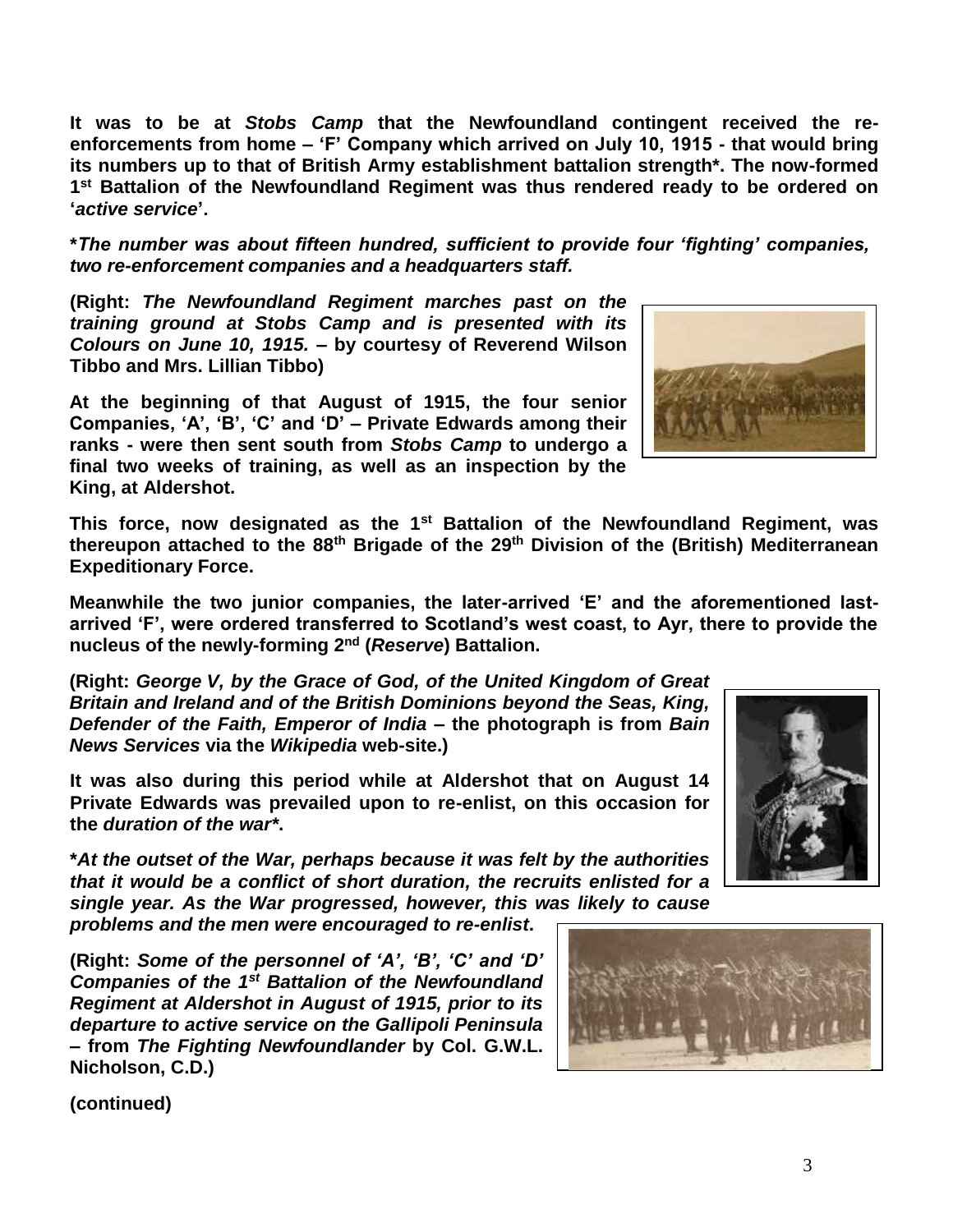**It was to be at *Stobs Camp* that the Newfoundland contingent received the re-enforcements from home – 'F' Company which arrived on July 10, 1915 - that would bring its numbers up to that of British Army establishment battalion strength*. The now-formed 1st Battalion of the Newfoundland Regiment was thus rendered ready to be ordered on '*active service*'.**

***The number was about fifteen hundred, sufficient to provide four 'fighting' companies, two re-enforcement companies and a headquarters staff.***

**(Right: *The Newfoundland Regiment marches past on the training ground at Stobs Camp and is presented with its Colours on June 10, 1915.* – by courtesy of Reverend Wilson Tibbo and Mrs. Lillian Tibbo)**

**At the beginning of that August of 1915, the four senior Companies, 'A', 'B', 'C' and 'D' – Private Edwards among their ranks - were then sent south from *Stobs Camp* to undergo a final two weeks of training, as well as an inspection by the King, at Aldershot.**

**This force, now designated as the 1st Battalion of the Newfoundland Regiment, was thereupon attached to the 88th Brigade of the 29th Division of the (British) Mediterranean Expeditionary Force.**

**Meanwhile the two junior companies, the later-arrived 'E' and the aforementioned last-arrived 'F', were ordered transferred to Scotland's west coast, to Ayr, there to provide the nucleus of the newly-forming 2nd (*Reserve*) Battalion.**

**(Right: *George V, by the Grace of God, of the United Kingdom of Great Britain and Ireland and of the British Dominions beyond the Seas, King, Defender of the Faith, Emperor of India* – the photograph is from *Bain News Services* via the *Wikipedia* web-site.)**

**It was also during this period while at Aldershot that on August 14 Private Edwards was prevailed upon to re-enlist, on this occasion for the *duration of the war*\*.**

***At the outset of the War, perhaps because it was felt by the authorities that it would be a conflict of short duration, the recruits enlisted for a single year. As the War progressed, however, this was likely to cause problems and the men were encouraged to re-enlist.***

**(Right: *Some of the personnel of 'A', 'B', 'C' and 'D' Companies of the 1st Battalion of the Newfoundland Regiment at Aldershot in August of 1915, prior to its departure to active service on the Gallipoli Peninsula* – from *The Fighting Newfoundlander* by Col. G.W.L. Nicholson, C.D.)**

**(continued)**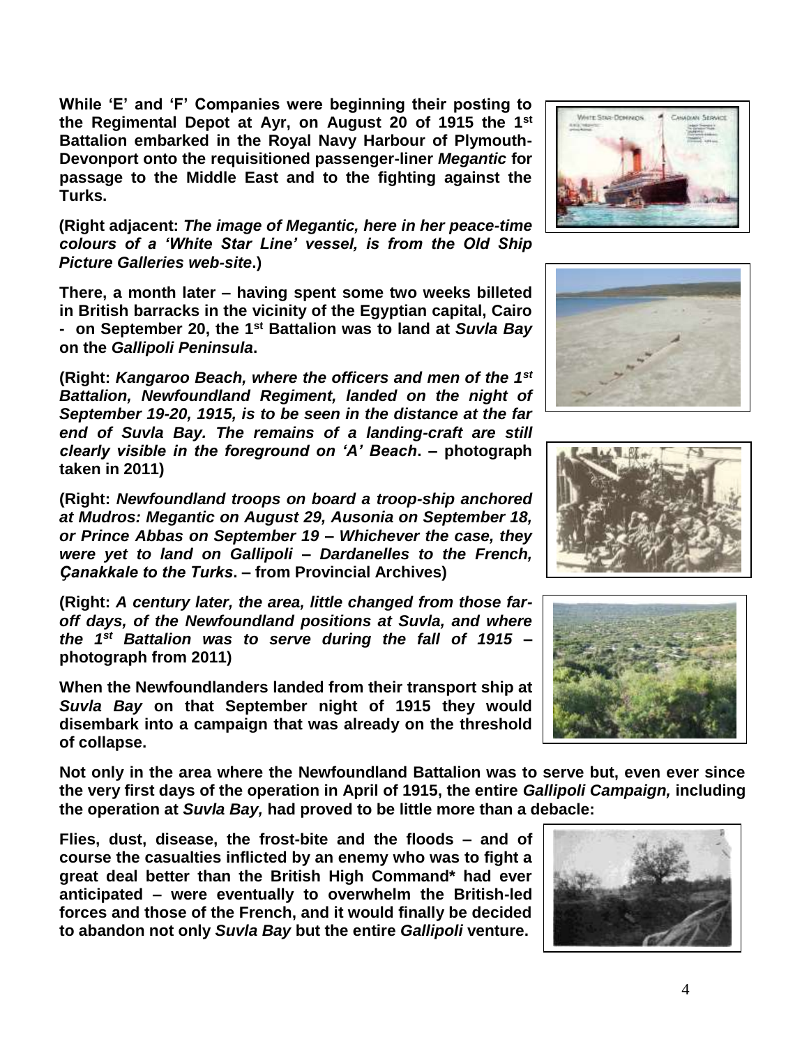**While 'E' and 'F' Companies were beginning their posting to the Regimental Depot at Ayr, on August 20 of 1915 the 1st Battalion embarked in the Royal Navy Harbour of Plymouth-Devonport onto the requisitioned passenger-liner *Megantic* for passage to the Middle East and to the fighting against the Turks.**

**(Right adjacent: *The image of Megantic, here in her peace-time colours of a 'White Star Line' vessel, is from the Old Ship Picture Galleries web-site*.)**

**There, a month later – having spent some two weeks billeted in British barracks in the vicinity of the Egyptian capital, Cairo - on September 20, the 1st Battalion was to land at *Suvla Bay* on the *Gallipoli Peninsula*.**

**(Right: *Kangaroo Beach, where the officers and men of the 1st Battalion, Newfoundland Regiment, landed on the night of September 19-20, 1915, is to be seen in the distance at the far end of Suvla Bay. The remains of a landing-craft are still clearly visible in the foreground on 'A' Beach*. – photograph taken in 2011)**

**(Right: *Newfoundland troops on board a troop-ship anchored at Mudros: Megantic on August 29, Ausonia on September 18, or Prince Abbas on September 19 – Whichever the case, they were yet to land on Gallipoli – Dardanelles to the French, Çanakkale to the Turks*. – from Provincial Archives)**

**(Right: *A century later, the area, little changed from those far-off days, of the Newfoundland positions at Suvla, and where the 1st Battalion was to serve during the fall of 1915* – photograph from 2011)**

**When the Newfoundlanders landed from their transport ship at *Suvla Bay* on that September night of 1915 they would disembark into a campaign that was already on the threshold of collapse.**

**Not only in the area where the Newfoundland Battalion was to serve but, even ever since the very first days of the operation in April of 1915, the entire *Gallipoli Campaign,* including the operation at *Suvla Bay,* had proved to be little more than a debacle:**

**Flies, dust, disease, the frost-bite and the floods – and of course the casualties inflicted by an enemy who was to fight a great deal better than the British High Command* had ever anticipated – were eventually to overwhelm the British-led forces and those of the French, and it would finally be decided to abandon not only *Suvla Bay* but the entire *Gallipoli* venture.**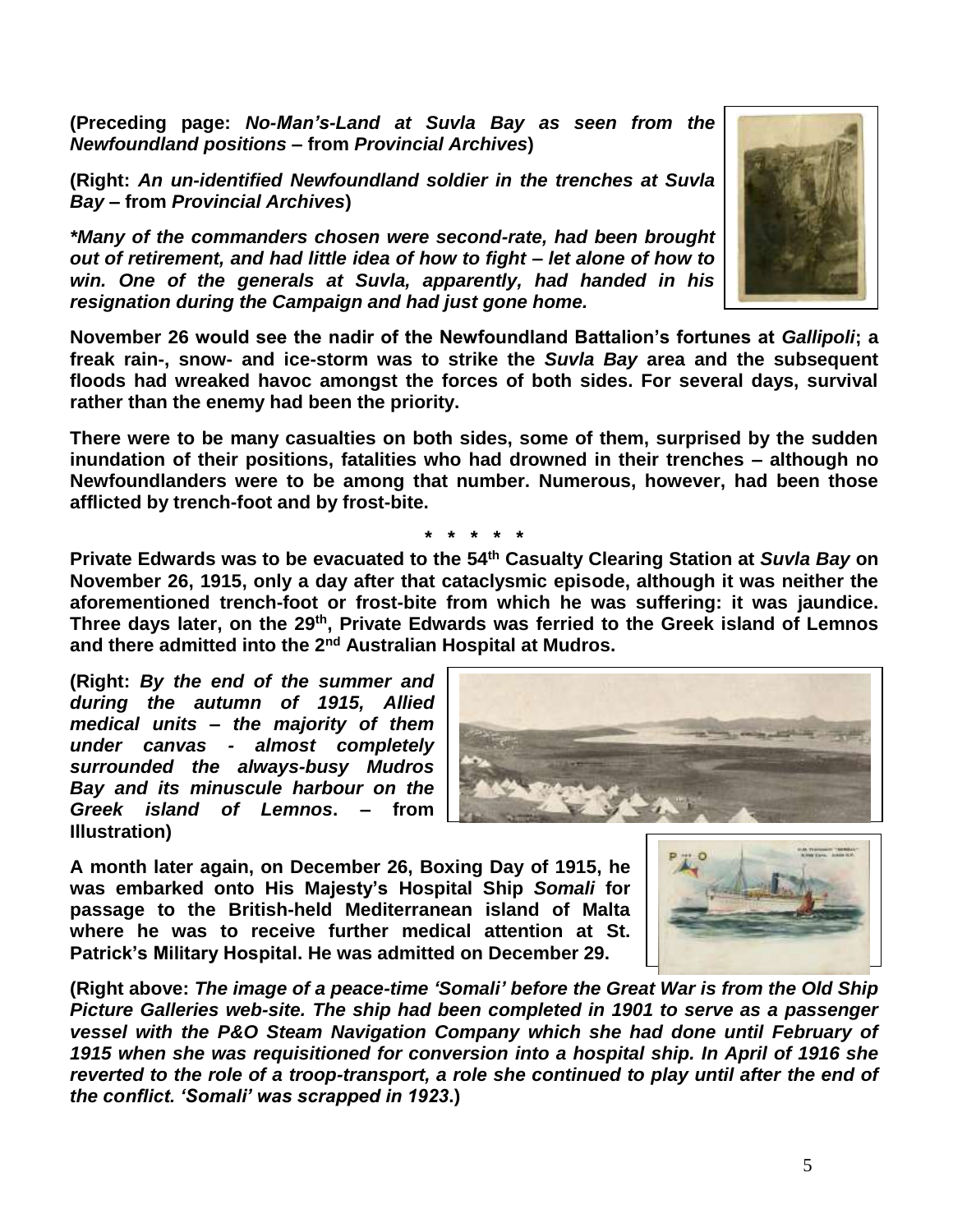**(Preceding page: *No-Man's-Land at Suvla Bay as seen from the Newfoundland positions* – from *Provincial Archives*)**

**(Right: *An un-identified Newfoundland soldier in the trenches at Suvla Bay* – from *Provincial Archives*)**

***\*Many of the commanders chosen were second-rate, had been brought out of retirement, and had little idea of how to fight – let alone of how to win. One of the generals at Suvla, apparently, had handed in his resignation during the Campaign and had just gone home.***

**November 26 would see the nadir of the Newfoundland Battalion's fortunes at *Gallipoli*; a freak rain-, snow- and ice-storm was to strike the *Suvla Bay* area and the subsequent floods had wreaked havoc amongst the forces of both sides. For several days, survival rather than the enemy had been the priority.**

**There were to be many casualties on both sides, some of them, surprised by the sudden inundation of their positions, fatalities who had drowned in their trenches – although no Newfoundlanders were to be among that number. Numerous, however, had been those afflicted by trench-foot and by frost-bite.**

**\* \* \* \* \***

**Private Edwards was to be evacuated to the 54th Casualty Clearing Station at *Suvla Bay* on November 26, 1915, only a day after that cataclysmic episode, although it was neither the aforementioned trench-foot or frost-bite from which he was suffering: it was jaundice. Three days later, on the 29th, Private Edwards was ferried to the Greek island of Lemnos and there admitted into the 2nd Australian Hospital at Mudros.**

**(Right: *By the end of the summer and during the autumn of 1915, Allied medical units – the majority of them under canvas - almost completely surrounded the always-busy Mudros Bay and its minuscule harbour on the Greek island of Lemnos*. – from Illustration)**

**A month later again, on December 26, Boxing Day of 1915, he was embarked onto His Majesty's Hospital Ship *Somali* for passage to the British-held Mediterranean island of Malta where he was to receive further medical attention at St. Patrick's Military Hospital. He was admitted on December 29.**

**(Right above: *The image of a peace-time 'Somali' before the Great War is from the Old Ship Picture Galleries web-site. The ship had been completed in 1901 to serve as a passenger vessel with the P&O Steam Navigation Company which she had done until February of 1915 when she was requisitioned for conversion into a hospital ship. In April of 1916 she reverted to the role of a troop-transport, a role she continued to play until after the end of the conflict. 'Somali' was scrapped in 1923*.)**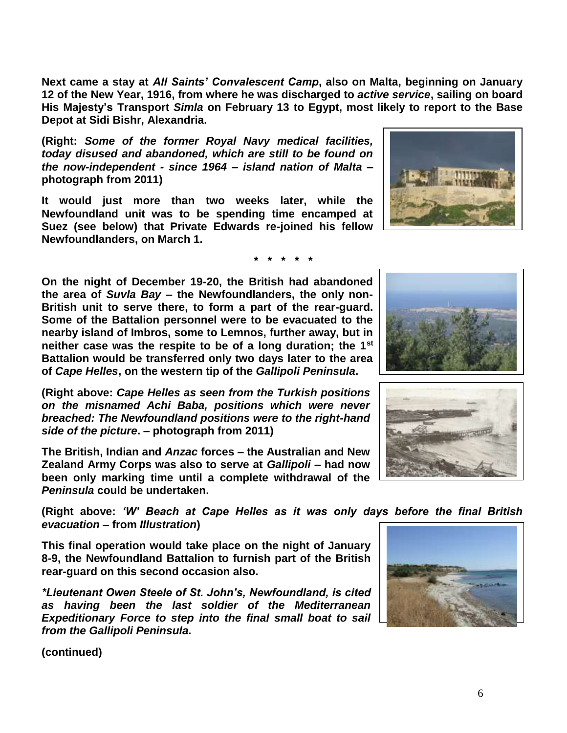**Next came a stay at *All Saints' Convalescent Camp*, also on Malta, beginning on January 12 of the New Year, 1916, from where he was discharged to *active service*, sailing on board His Majesty's Transport *Simla* on February 13 to Egypt, most likely to report to the Base Depot at Sidi Bishr, Alexandria.**

**(Right: *Some of the former Royal Navy medical facilities, today disused and abandoned, which are still to be found on the now-independent - since 1964 – island nation of Malta* – photograph from 2011)**

**It would just more than two weeks later, while the Newfoundland unit was to be spending time encamped at Suez (see below) that Private Edwards re-joined his fellow Newfoundlanders, on March 1.**

**\* \* \* \* \***

**On the night of December 19-20, the British had abandoned the area of *Suvla Bay* – the Newfoundlanders, the only non-British unit to serve there, to form a part of the rear-guard. Some of the Battalion personnel were to be evacuated to the nearby island of Imbros, some to Lemnos, further away, but in neither case was the respite to be of a long duration; the 1st Battalion would be transferred only two days later to the area of *Cape Helles*, on the western tip of the *Gallipoli Peninsula*.**

**(Right above: *Cape Helles as seen from the Turkish positions on the misnamed Achi Baba, positions which were never breached: The Newfoundland positions were to the right-hand side of the picture*. – photograph from 2011)**

**The British, Indian and *Anzac* forces – the Australian and New Zealand Army Corps was also to serve at *Gallipoli* – had now been only marking time until a complete withdrawal of the *Peninsula* could be undertaken.**

**(Right above: *'W' Beach at Cape Helles as it was only days before the final British evacuation* – from *Illustration*)**

**This final operation would take place on the night of January 8-9, the Newfoundland Battalion to furnish part of the British rear-guard on this second occasion also.**

***\*Lieutenant Owen Steele of St. John's, Newfoundland, is cited as having been the last soldier of the Mediterranean Expeditionary Force to step into the final small boat to sail from the Gallipoli Peninsula.***

**(continued)**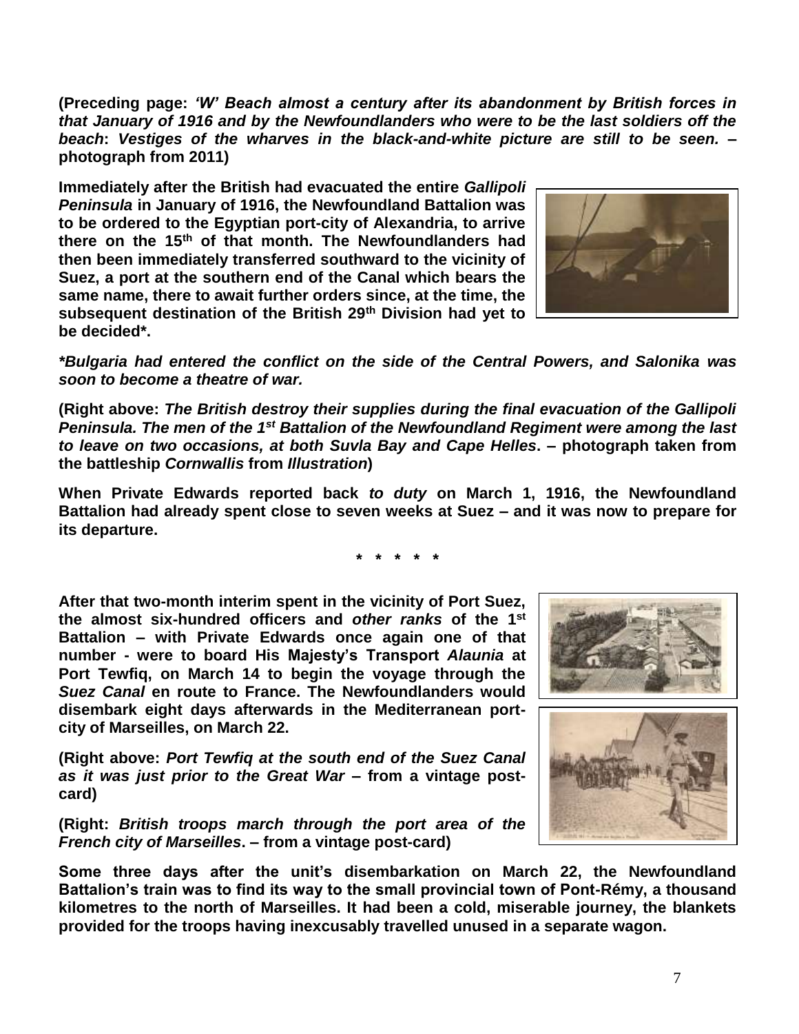**(Preceding page: *'W' Beach almost a century after its abandonment by British forces in that January of 1916 and by the Newfoundlanders who were to be the last soldiers off the beach*: *Vestiges of the wharves in the black-and-white picture are still to be seen.* – photograph from 2011)**

**Immediately after the British had evacuated the entire *Gallipoli Peninsula* in January of 1916, the Newfoundland Battalion was to be ordered to the Egyptian port-city of Alexandria, to arrive there on the 15th of that month. The Newfoundlanders had then been immediately transferred southward to the vicinity of Suez, a port at the southern end of the Canal which bears the same name, there to await further orders since, at the time, the subsequent destination of the British 29th Division had yet to be decided\*.**

***\*Bulgaria had entered the conflict on the side of the Central Powers, and Salonika was soon to become a theatre of war.***

**(Right above: *The British destroy their supplies during the final evacuation of the Gallipoli Peninsula. The men of the 1st Battalion of the Newfoundland Regiment were among the last to leave on two occasions, at both Suvla Bay and Cape Helles*. – photograph taken from the battleship *Cornwallis* from *Illustration*)**

**When Private Edwards reported back *to duty* on March 1, 1916, the Newfoundland Battalion had already spent close to seven weeks at Suez – and it was now to prepare for its departure.**

**\* \* \* \* \***

**After that two-month interim spent in the vicinity of Port Suez, the almost six-hundred officers and *other ranks* of the 1st Battalion – with Private Edwards once again one of that number - were to board His Majesty's Transport *Alaunia* at Port Tewfiq, on March 14 to begin the voyage through the *Suez Canal* en route to France. The Newfoundlanders would disembark eight days afterwards in the Mediterranean port-city of Marseilles, on March 22.**

**(Right above: *Port Tewfiq at the south end of the Suez Canal as it was just prior to the Great War* – from a vintage post-card)**

**(Right: *British troops march through the port area of the French city of Marseilles*. – from a vintage post-card)**

**Some three days after the unit's disembarkation on March 22, the Newfoundland Battalion's train was to find its way to the small provincial town of Pont-Rémy, a thousand kilometres to the north of Marseilles. It had been a cold, miserable journey, the blankets provided for the troops having inexcusably travelled unused in a separate wagon.**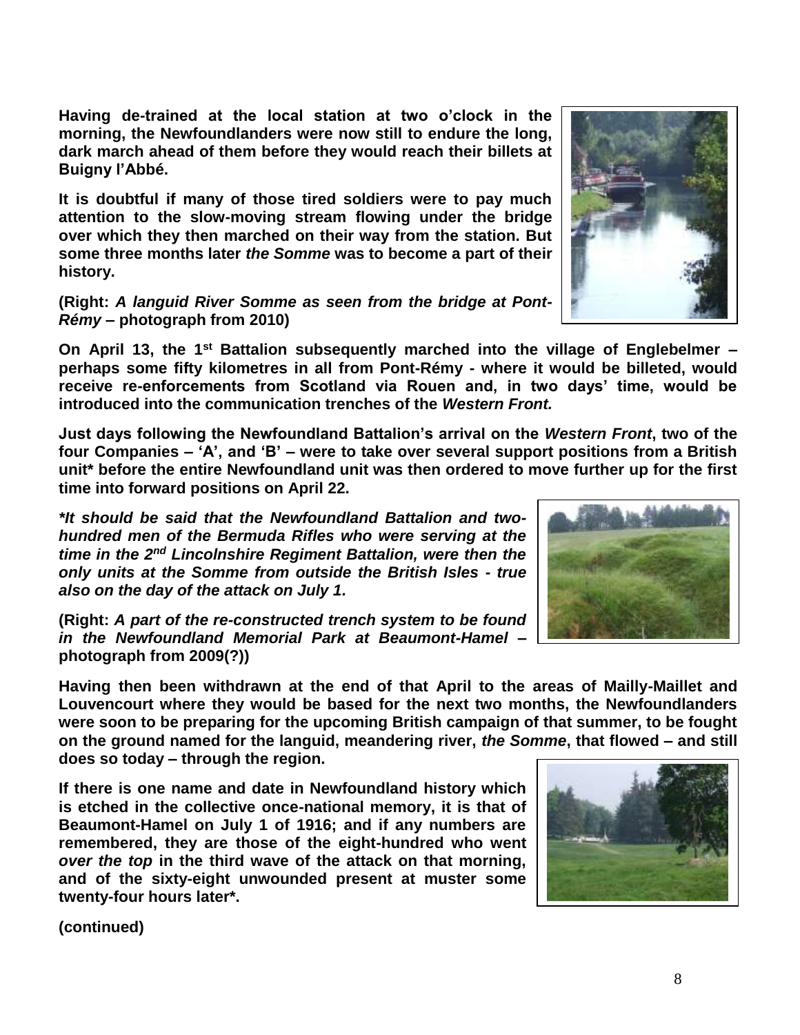**Having de-trained at the local station at two o'clock in the morning, the Newfoundlanders were now still to endure the long, dark march ahead of them before they would reach their billets at Buigny l'Abbé.**

**It is doubtful if many of those tired soldiers were to pay much attention to the slow-moving stream flowing under the bridge over which they then marched on their way from the station. But some three months later *the Somme* was to become a part of their history.**

**(Right: *A languid River Somme as seen from the bridge at Pont-Rémy* – photograph from 2010)**

**On April 13, the 1st Battalion subsequently marched into the village of Englebelmer – perhaps some fifty kilometres in all from Pont-Rémy - where it would be billeted, would receive re-enforcements from Scotland via Rouen and, in two days' time, would be introduced into the communication trenches of the *Western Front.***

**Just days following the Newfoundland Battalion's arrival on the *Western Front*, two of the four Companies – 'A', and 'B' – were to take over several support positions from a British unit* before the entire Newfoundland unit was then ordered to move further up for the first time into forward positions on April 22.**

***\*It should be said that the Newfoundland Battalion and two-hundred men of the Bermuda Rifles who were serving at the time in the 2nd Lincolnshire Regiment Battalion, were then the only units at the Somme from outside the British Isles - true also on the day of the attack on July 1.***

**(Right: *A part of the re-constructed trench system to be found in the Newfoundland Memorial Park at Beaumont-Hamel* – photograph from 2009(?))**

**Having then been withdrawn at the end of that April to the areas of Mailly-Maillet and Louvencourt where they would be based for the next two months, the Newfoundlanders were soon to be preparing for the upcoming British campaign of that summer, to be fought on the ground named for the languid, meandering river, *the Somme*, that flowed – and still does so today – through the region.**

**If there is one name and date in Newfoundland history which is etched in the collective once-national memory, it is that of Beaumont-Hamel on July 1 of 1916; and if any numbers are remembered, they are those of the eight-hundred who went *over the top* in the third wave of the attack on that morning, and of the sixty-eight unwounded present at muster some twenty-four hours later*.**

**(continued)**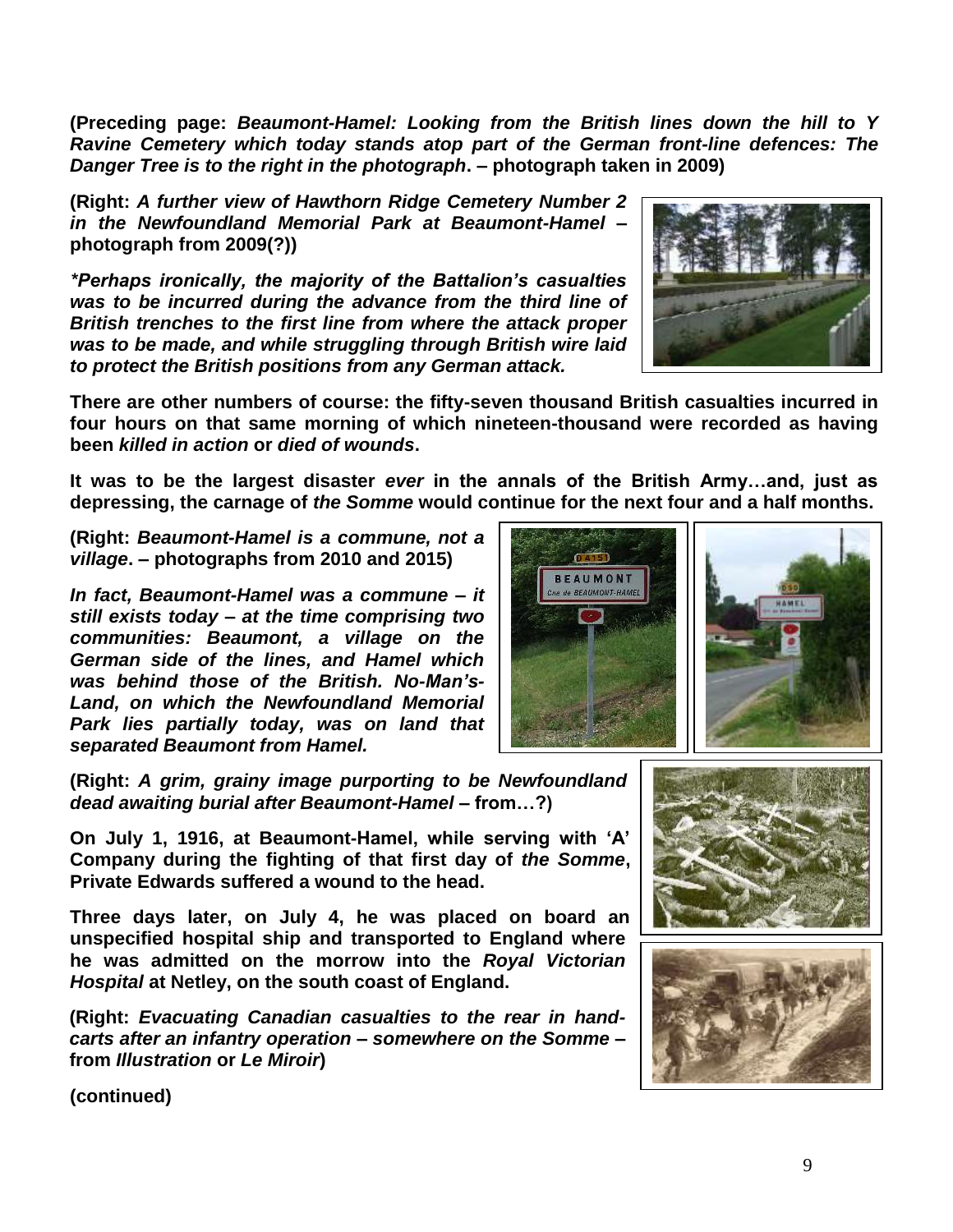**(Preceding page: *Beaumont-Hamel: Looking from the British lines down the hill to Y Ravine Cemetery which today stands atop part of the German front-line defences: The Danger Tree is to the right in the photograph*. – photograph taken in 2009)**

**(Right: *A further view of Hawthorn Ridge Cemetery Number 2 in the Newfoundland Memorial Park at Beaumont-Hamel* – photograph from 2009(?))**

***\*Perhaps ironically, the majority of the Battalion's casualties was to be incurred during the advance from the third line of British trenches to the first line from where the attack proper was to be made, and while struggling through British wire laid to protect the British positions from any German attack.***

**There are other numbers of course: the fifty-seven thousand British casualties incurred in four hours on that same morning of which nineteen-thousand were recorded as having been *killed in action* or *died of wounds*.**

**It was to be the largest disaster *ever* in the annals of the British Army…and, just as depressing, the carnage of *the Somme* would continue for the next four and a half months.**

**(Right: *Beaumont-Hamel is a commune, not a village*. – photographs from 2010 and 2015)**

***In fact, Beaumont-Hamel was a commune – it still exists today – at the time comprising two communities: Beaumont, a village on the German side of the lines, and Hamel which was behind those of the British. No-Man's-Land, on which the Newfoundland Memorial Park lies partially today, was on land that separated Beaumont from Hamel.***

**(Right: *A grim, grainy image purporting to be Newfoundland dead awaiting burial after Beaumont-Hamel* – from…?)**

**On July 1, 1916, at Beaumont-Hamel, while serving with 'A' Company during the fighting of that first day of *the Somme*, Private Edwards suffered a wound to the head.**

**Three days later, on July 4, he was placed on board an unspecified hospital ship and transported to England where he was admitted on the morrow into the *Royal Victorian Hospital* at Netley, on the south coast of England.**

**(Right: *Evacuating Canadian casualties to the rear in hand-carts after an infantry operation – somewhere on the Somme* – from *Illustration* or *Le Miroir*)**

**(continued)**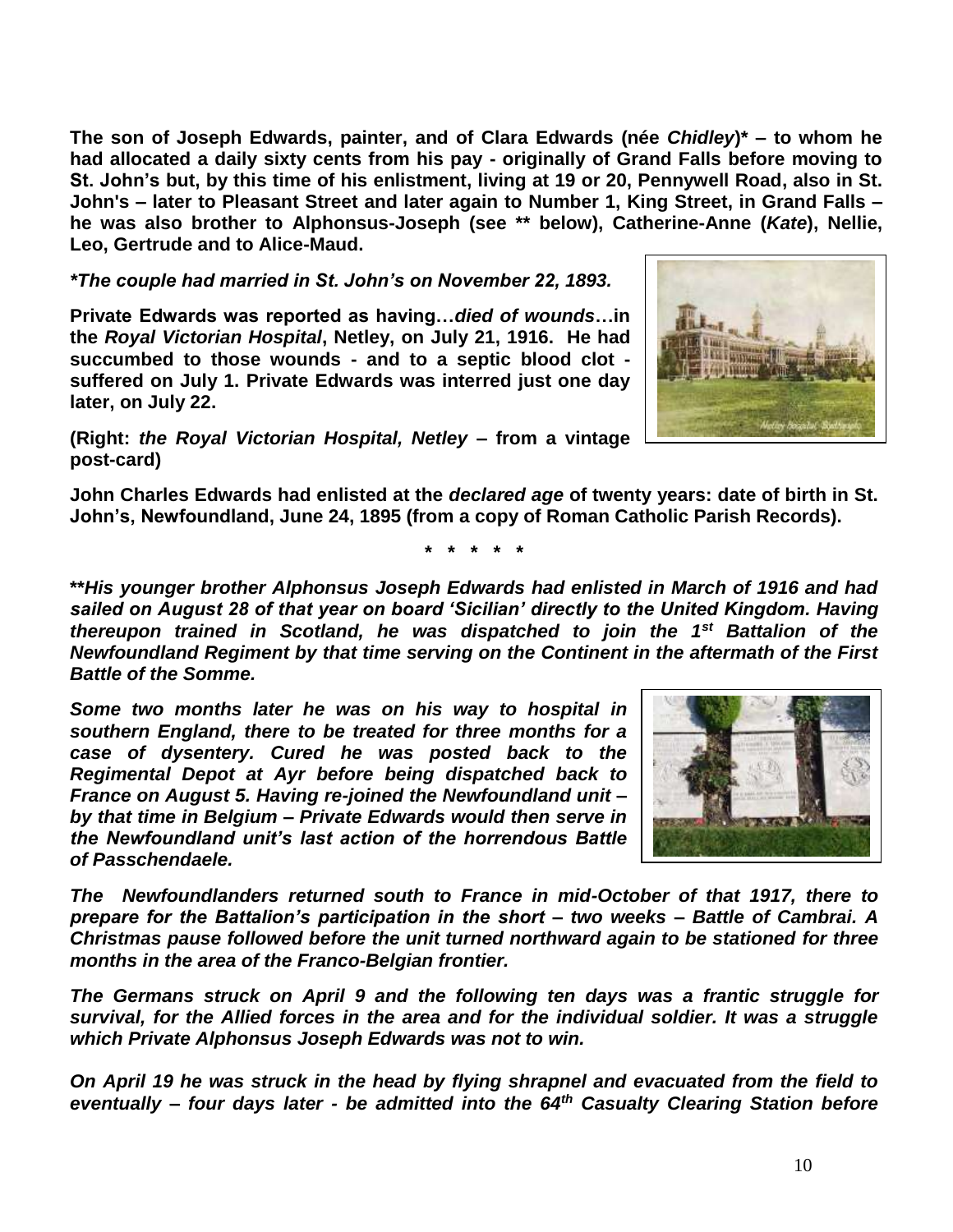**The son of Joseph Edwards, painter, and of Clara Edwards (née *Chidley*)* – to whom he had allocated a daily sixty cents from his pay - originally of Grand Falls before moving to St. John's but, by this time of his enlistment, living at 19 or 20, Pennywell Road, also in St. John's – later to Pleasant Street and later again to Number 1, King Street, in Grand Falls – he was also brother to Alphonsus-Joseph (see ** below), Catherine-Anne (*Kate*), Nellie, Leo, Gertrude and to Alice-Maud.**

***The couple had married in St. John's on November 22, 1893.***

**Private Edwards was reported as having…*died of wounds*…in the *Royal Victorian Hospital*, Netley, on July 21, 1916. He had succumbed to those wounds - and to a septic blood clot - suffered on July 1. Private Edwards was interred just one day later, on July 22.**

**(Right: *the Royal Victorian Hospital, Netley* – from a vintage post-card)**

**John Charles Edwards had enlisted at the *declared age* of twenty years: date of birth in St. John's, Newfoundland, June 24, 1895 (from a copy of Roman Catholic Parish Records).**

**\* \* \* \* \***

***\*\*His younger brother Alphonsus Joseph Edwards had enlisted in March of 1916 and had sailed on August 28 of that year on board 'Sicilian' directly to the United Kingdom. Having thereupon trained in Scotland, he was dispatched to join the 1st Battalion of the Newfoundland Regiment by that time serving on the Continent in the aftermath of the First Battle of the Somme.***

***Some two months later he was on his way to hospital in southern England, there to be treated for three months for a case of dysentery. Cured he was posted back to the Regimental Depot at Ayr before being dispatched back to France on August 5. Having re-joined the Newfoundland unit – by that time in Belgium – Private Edwards would then serve in the Newfoundland unit's last action of the horrendous Battle of Passchendaele.***

***The Newfoundlanders returned south to France in mid-October of that 1917, there to prepare for the Battalion's participation in the short – two weeks – Battle of Cambrai. A Christmas pause followed before the unit turned northward again to be stationed for three months in the area of the Franco-Belgian frontier.***

***The Germans struck on April 9 and the following ten days was a frantic struggle for survival, for the Allied forces in the area and for the individual soldier. It was a struggle which Private Alphonsus Joseph Edwards was not to win.***

***On April 19 he was struck in the head by flying shrapnel and evacuated from the field to eventually – four days later - be admitted into the 64th Casualty Clearing Station before***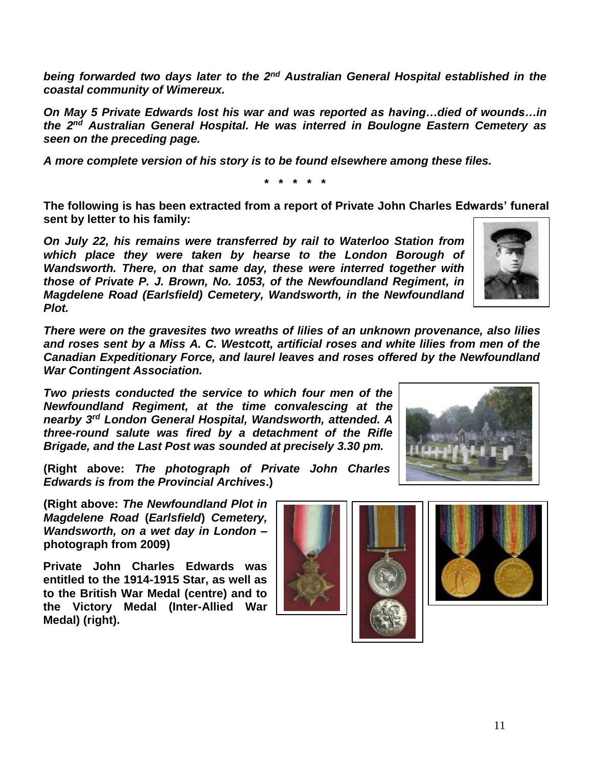***being forwarded two days later to the 2nd Australian General Hospital established in the coastal community of Wimereux.***

***On May 5 Private Edwards lost his war and was reported as having…died of wounds…in the 2nd Australian General Hospital. He was interred in Boulogne Eastern Cemetery as seen on the preceding page.***

***A more complete version of his story is to be found elsewhere among these files.***

**\* \* \* \* \***

**The following is has been extracted from a report of Private John Charles Edwards' funeral sent by letter to his family:**

***On July 22, his remains were transferred by rail to Waterloo Station from which place they were taken by hearse to the London Borough of Wandsworth. There, on that same day, these were interred together with those of Private P. J. Brown, No. 1053, of the Newfoundland Regiment, in Magdelene Road (Earlsfield) Cemetery, Wandsworth, in the Newfoundland Plot.***

***There were on the gravesites two wreaths of lilies of an unknown provenance, also lilies and roses sent by a Miss A. C. Westcott, artificial roses and white lilies from men of the Canadian Expeditionary Force, and laurel leaves and roses offered by the Newfoundland War Contingent Association.***

***Two priests conducted the service to which four men of the Newfoundland Regiment, at the time convalescing at the nearby 3rd London General Hospital, Wandsworth, attended. A three-round salute was fired by a detachment of the Rifle Brigade, and the Last Post was sounded at precisely 3.30 pm.***

**(Right above:** ***The photograph of Private John Charles Edwards is from the Provincial Archives*****.)**

**(Right above:** ***The Newfoundland Plot in Magdelene Road*** **(*Earlsfield*)** ***Cemetery, Wandsworth, on a wet day in London*** **– photograph from 2009)**

**Private John Charles Edwards was entitled to the 1914-1915 Star, as well as to the British War Medal (centre) and to the Victory Medal (Inter-Allied War Medal) (right).**